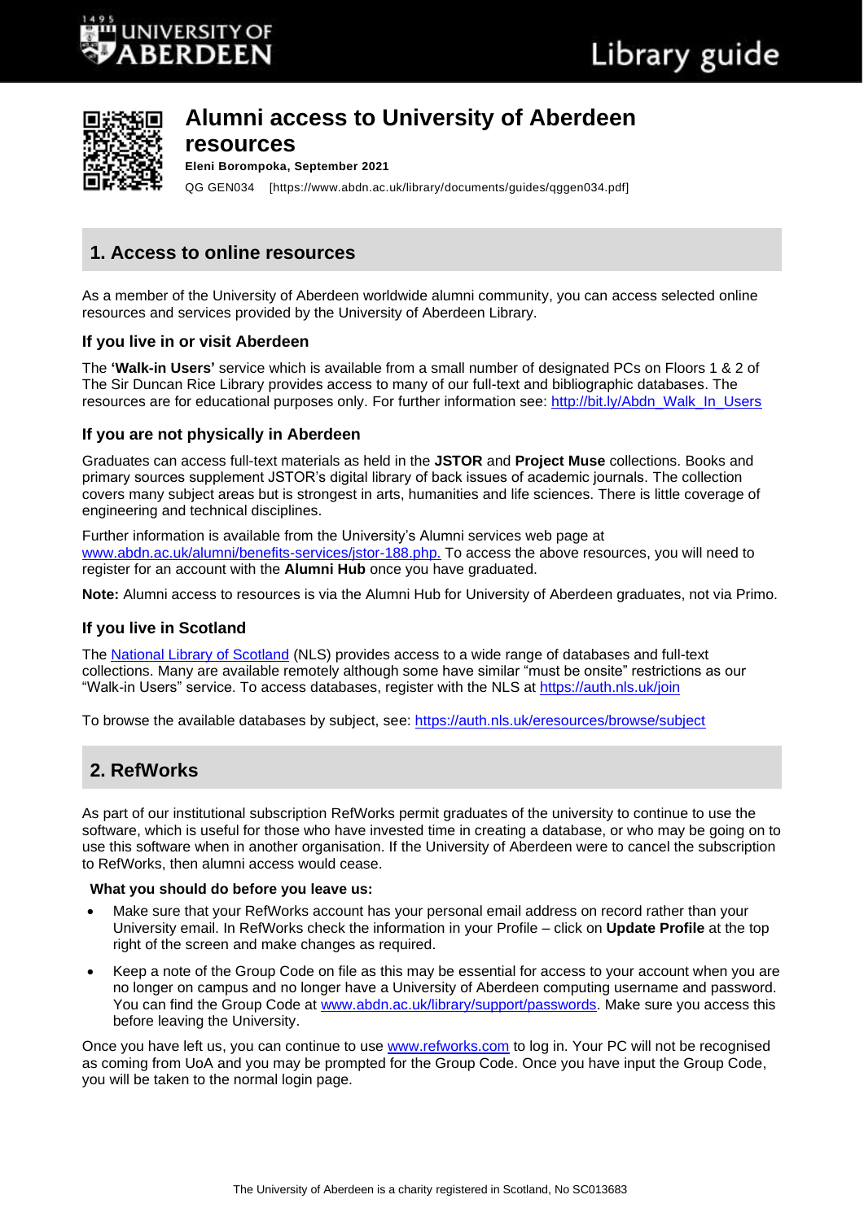# Alumni access to University of Aberdeen resources

**Eleni Borompoka, September 2021**

QG GEN034 [https://www.abdn.ac.uk/library/documents/guides/qggen034.pdf]

## 1. Access to online resources

As a member of the University of Aberdeen worldwide alumni community, you can access selected online resources and services provided by the University of Aberdeen Library.

### If you live in or visit Aberdeen

The **'Walk-in Users'** service which is available from a small number of designated PCs on Floors 1 & 2 of The Sir Duncan Rice Library provides access to many of our full-text and bibliographic databases. The resources are for educational purposes only. For further information see: http://bit.ly/Abdn_Walk_In_Users

### If you are not physically in Aberdeen

Graduates can access full-text materials as held in the **JSTOR** and **Project Muse** collections. Books and primary sources supplement JSTOR's digital library of back issues of academic journals. The collection covers many subject areas but is strongest in arts, humanities and life sciences. There is little coverage of engineering and technical disciplines.

Further information is available from the University's Alumni services web page at www.abdn.ac.uk/alumni/benefits-services/jstor-188.php. To access the above resources, you will need to register for an account with the **Alumni Hub** once you have graduated.

**Note:** Alumni access to resources is via the Alumni Hub for University of Aberdeen graduates, not via Primo.

### If you live in Scotland

The National Library of Scotland (NLS) provides access to a wide range of databases and full-text collections. Many are available remotely although some have similar "must be onsite" restrictions as our "Walk-in Users" service. To access databases, register with the NLS at https://auth.nls.uk/join

To browse the available databases by subject, see: https://auth.nls.uk/eresources/browse/subject

## 2. RefWorks

As part of our institutional subscription RefWorks permit graduates of the university to continue to use the software, which is useful for those who have invested time in creating a database, or who may be going on to use this software when in another organisation. If the University of Aberdeen were to cancel the subscription to RefWorks, then alumni access would cease.

**What you should do before you leave us:**

- Make sure that your RefWorks account has your personal email address on record rather than your University email. In RefWorks check the information in your Profile – click on **Update Profile** at the top right of the screen and make changes as required.
- Keep a note of the Group Code on file as this may be essential for access to your account when you are no longer on campus and no longer have a University of Aberdeen computing username and password. You can find the Group Code at www.abdn.ac.uk/library/support/passwords. Make sure you access this before leaving the University.

Once you have left us, you can continue to use www.refworks.com to log in. Your PC will not be recognised as coming from UoA and you may be prompted for the Group Code. Once you have input the Group Code, you will be taken to the normal login page.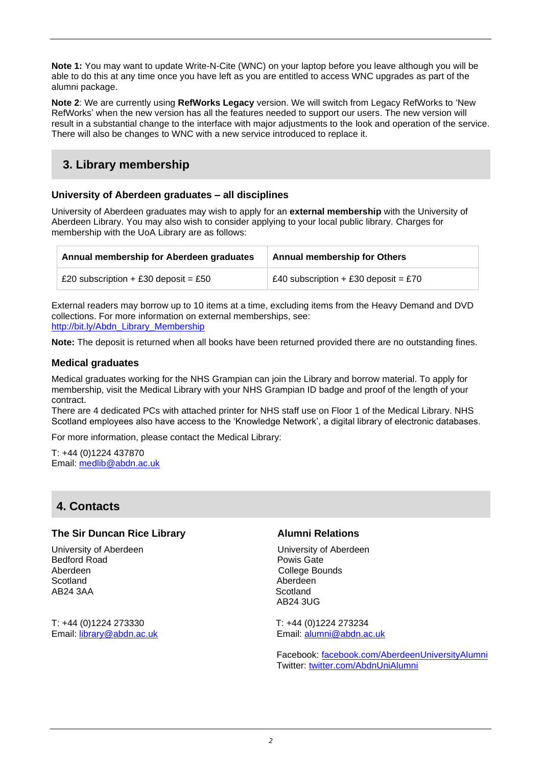**Note 1:** You may want to update Write-N-Cite (WNC) on your laptop before you leave although you will be able to do this at any time once you have left as you are entitled to access WNC upgrades as part of the alumni package.

**Note 2**: We are currently using **RefWorks Legacy** version. We will switch from Legacy RefWorks to 'New RefWorks' when the new version has all the features needed to support our users. The new version will result in a substantial change to the interface with major adjustments to the look and operation of the service. There will also be changes to WNC with a new service introduced to replace it.

## 3. Library membership

### University of Aberdeen graduates – all disciplines

University of Aberdeen graduates may wish to apply for an **external membership** with the University of Aberdeen Library. You may also wish to consider applying to your local public library. Charges for membership with the UoA Library are as follows:

| Annual membership for Aberdeen graduates | Annual membership for Others |
|---|---|
| £20 subscription + £30 deposit = £50 | £40 subscription + £30 deposit = £70 |

External readers may borrow up to 10 items at a time, excluding items from the Heavy Demand and DVD collections. For more information on external memberships, see: http://bit.ly/Abdn_Library_Membership

**Note:** The deposit is returned when all books have been returned provided there are no outstanding fines.

### Medical graduates

Medical graduates working for the NHS Grampian can join the Library and borrow material. To apply for membership, visit the Medical Library with your NHS Grampian ID badge and proof of the length of your contract.
There are 4 dedicated PCs with attached printer for NHS staff use on Floor 1 of the Medical Library. NHS Scotland employees also have access to the 'Knowledge Network', a digital library of electronic databases.

For more information, please contact the Medical Library:

T: +44 (0)1224 437870
Email: medlib@abdn.ac.uk

## 4. Contacts

### The Sir Duncan Rice Library

University of Aberdeen
Bedford Road
Aberdeen
Scotland
AB24 3AA

T: +44 (0)1224 273330
Email: library@abdn.ac.uk

### Alumni Relations

University of Aberdeen
Powis Gate
College Bounds
Aberdeen
Scotland
AB24 3UG

T: +44 (0)1224 273234
Email: alumni@abdn.ac.uk

Facebook: facebook.com/AberdeenUniversityAlumni
Twitter: twitter.com/AbdnUniAlumni